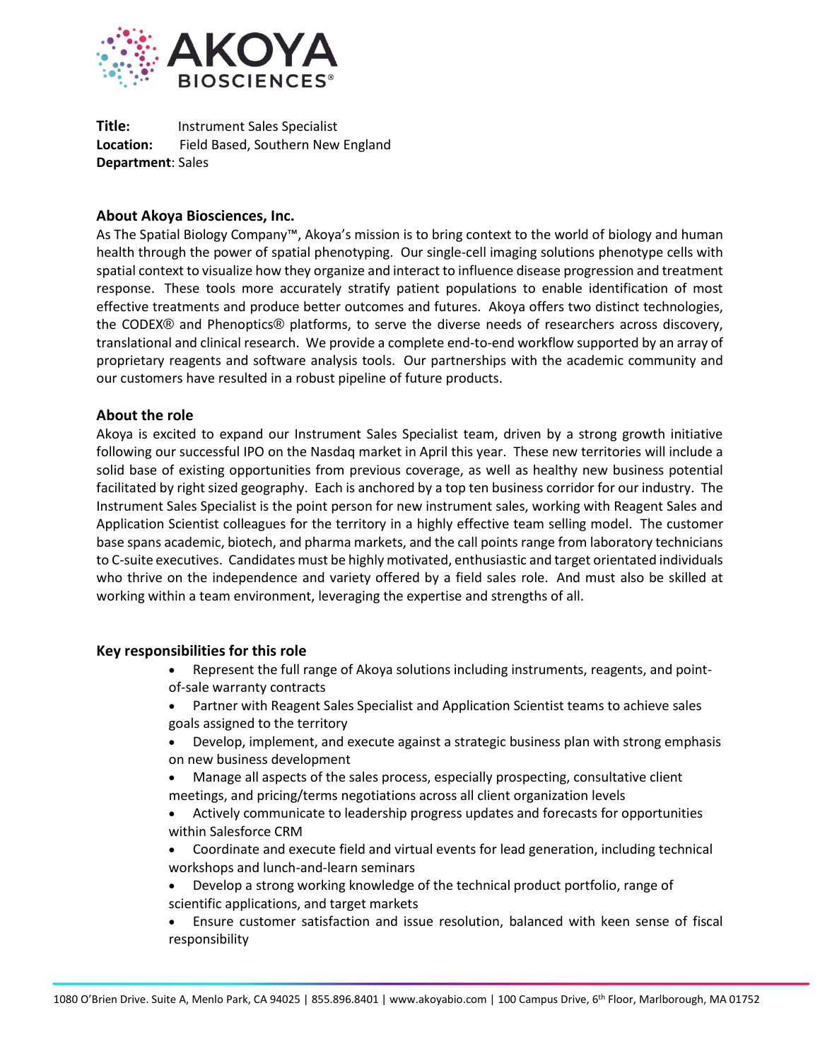**Title:** Instrument Sales Specialist
**Location:** Field Based, Southern New England
**Department**: Sales

### About Akoya Biosciences, Inc.

As The Spatial Biology Company™, Akoya's mission is to bring context to the world of biology and human health through the power of spatial phenotyping. Our single-cell imaging solutions phenotype cells with spatial context to visualize how they organize and interact to influence disease progression and treatment response. These tools more accurately stratify patient populations to enable identification of most effective treatments and produce better outcomes and futures. Akoya offers two distinct technologies, the CODEX® and Phenoptics® platforms, to serve the diverse needs of researchers across discovery, translational and clinical research. We provide a complete end-to-end workflow supported by an array of proprietary reagents and software analysis tools. Our partnerships with the academic community and our customers have resulted in a robust pipeline of future products.

### About the role

Akoya is excited to expand our Instrument Sales Specialist team, driven by a strong growth initiative following our successful IPO on the Nasdaq market in April this year. These new territories will include a solid base of existing opportunities from previous coverage, as well as healthy new business potential facilitated by right sized geography. Each is anchored by a top ten business corridor for our industry. The Instrument Sales Specialist is the point person for new instrument sales, working with Reagent Sales and Application Scientist colleagues for the territory in a highly effective team selling model. The customer base spans academic, biotech, and pharma markets, and the call points range from laboratory technicians to C-suite executives. Candidates must be highly motivated, enthusiastic and target orientated individuals who thrive on the independence and variety offered by a field sales role. And must also be skilled at working within a team environment, leveraging the expertise and strengths of all.

### Key responsibilities for this role

- Represent the full range of Akoya solutions including instruments, reagents, and point-of-sale warranty contracts
- Partner with Reagent Sales Specialist and Application Scientist teams to achieve sales goals assigned to the territory
- Develop, implement, and execute against a strategic business plan with strong emphasis on new business development
- Manage all aspects of the sales process, especially prospecting, consultative client meetings, and pricing/terms negotiations across all client organization levels
- Actively communicate to leadership progress updates and forecasts for opportunities within Salesforce CRM
- Coordinate and execute field and virtual events for lead generation, including technical workshops and lunch-and-learn seminars
- Develop a strong working knowledge of the technical product portfolio, range of scientific applications, and target markets
- Ensure customer satisfaction and issue resolution, balanced with keen sense of fiscal responsibility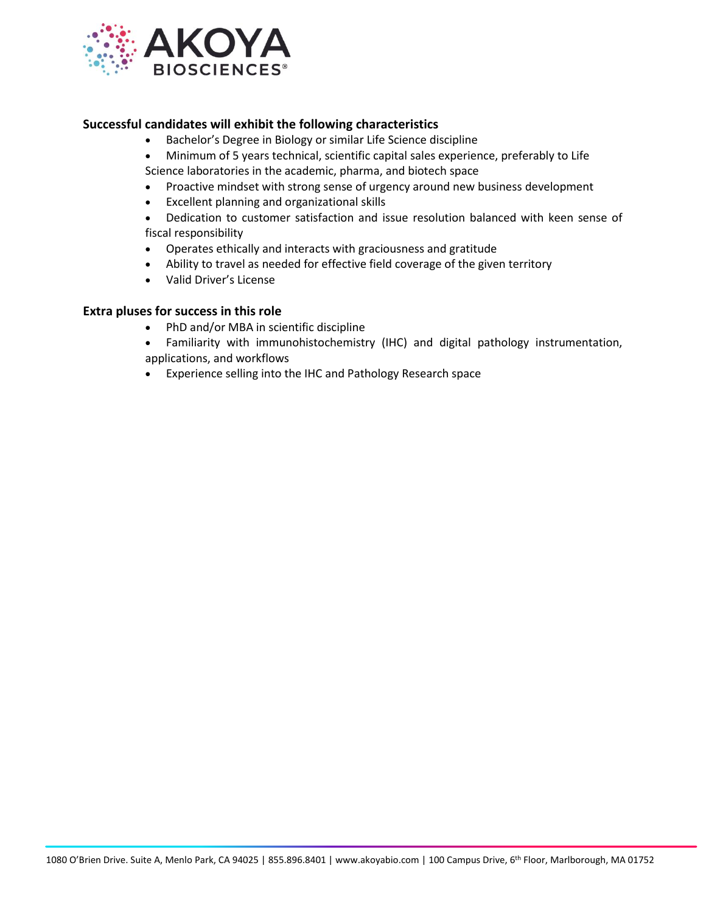### Successful candidates will exhibit the following characteristics

- Bachelor's Degree in Biology or similar Life Science discipline
- Minimum of 5 years technical, scientific capital sales experience, preferably to Life Science laboratories in the academic, pharma, and biotech space
- Proactive mindset with strong sense of urgency around new business development
- Excellent planning and organizational skills
- Dedication to customer satisfaction and issue resolution balanced with keen sense of fiscal responsibility
- Operates ethically and interacts with graciousness and gratitude
- Ability to travel as needed for effective field coverage of the given territory
- Valid Driver's License

### Extra pluses for success in this role

- PhD and/or MBA in scientific discipline
- Familiarity with immunohistochemistry (IHC) and digital pathology instrumentation, applications, and workflows
- Experience selling into the IHC and Pathology Research space